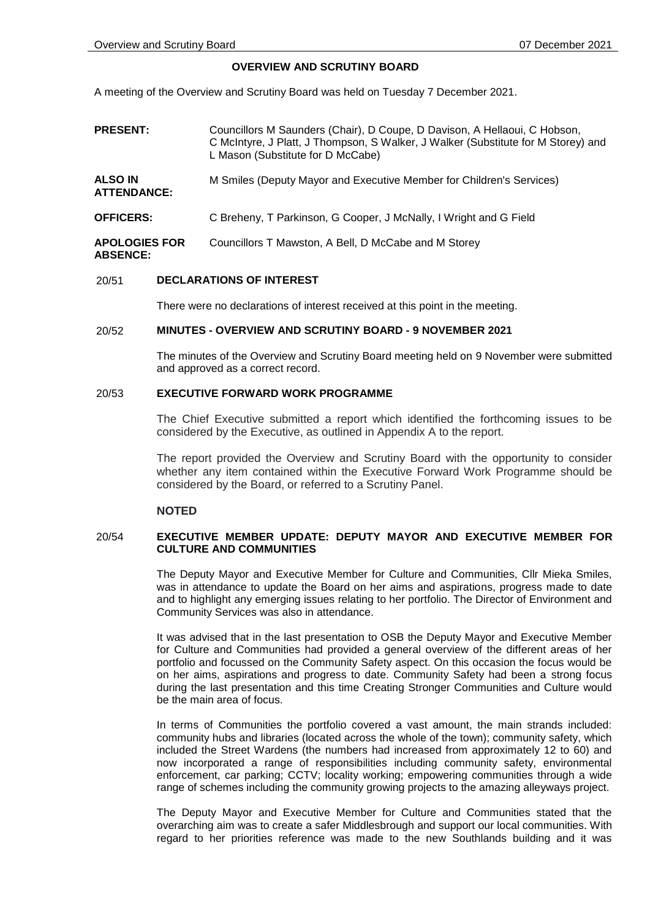# OVERVIEW AND SCRUTINY BOARD

A meeting of the Overview and Scrutiny Board was held on Tuesday 7 December 2021.

| | |
|---|---|
| **PRESENT:** | Councillors M Saunders (Chair), D Coupe, D Davison, A Hellaoui, C Hobson, C McIntyre, J Platt, J Thompson, S Walker, J Walker (Substitute for M Storey) and L Mason (Substitute for D McCabe) |
| **ALSO IN ATTENDANCE:** | M Smiles (Deputy Mayor and Executive Member for Children's Services) |
| **OFFICERS:** | C Breheny, T Parkinson, G Cooper, J McNally, I Wright and G Field |
| **APOLOGIES FOR ABSENCE:** | Councillors T Mawston, A Bell, D McCabe and M Storey |

## 20/51 DECLARATIONS OF INTEREST

There were no declarations of interest received at this point in the meeting.

## 20/52 MINUTES - OVERVIEW AND SCRUTINY BOARD - 9 NOVEMBER 2021

The minutes of the Overview and Scrutiny Board meeting held on 9 November were submitted and approved as a correct record.

## 20/53 EXECUTIVE FORWARD WORK PROGRAMME

The Chief Executive submitted a report which identified the forthcoming issues to be considered by the Executive, as outlined in Appendix A to the report.

The report provided the Overview and Scrutiny Board with the opportunity to consider whether any item contained within the Executive Forward Work Programme should be considered by the Board, or referred to a Scrutiny Panel.

**NOTED**

## 20/54 EXECUTIVE MEMBER UPDATE: DEPUTY MAYOR AND EXECUTIVE MEMBER FOR CULTURE AND COMMUNITIES

The Deputy Mayor and Executive Member for Culture and Communities, Cllr Mieka Smiles, was in attendance to update the Board on her aims and aspirations, progress made to date and to highlight any emerging issues relating to her portfolio. The Director of Environment and Community Services was also in attendance.

It was advised that in the last presentation to OSB the Deputy Mayor and Executive Member for Culture and Communities had provided a general overview of the different areas of her portfolio and focussed on the Community Safety aspect. On this occasion the focus would be on her aims, aspirations and progress to date. Community Safety had been a strong focus during the last presentation and this time Creating Stronger Communities and Culture would be the main area of focus.

In terms of Communities the portfolio covered a vast amount, the main strands included: community hubs and libraries (located across the whole of the town); community safety, which included the Street Wardens (the numbers had increased from approximately 12 to 60) and now incorporated a range of responsibilities including community safety, environmental enforcement, car parking; CCTV; locality working; empowering communities through a wide range of schemes including the community growing projects to the amazing alleyways project.

The Deputy Mayor and Executive Member for Culture and Communities stated that the overarching aim was to create a safer Middlesbrough and support our local communities. With regard to her priorities reference was made to the new Southlands building and it was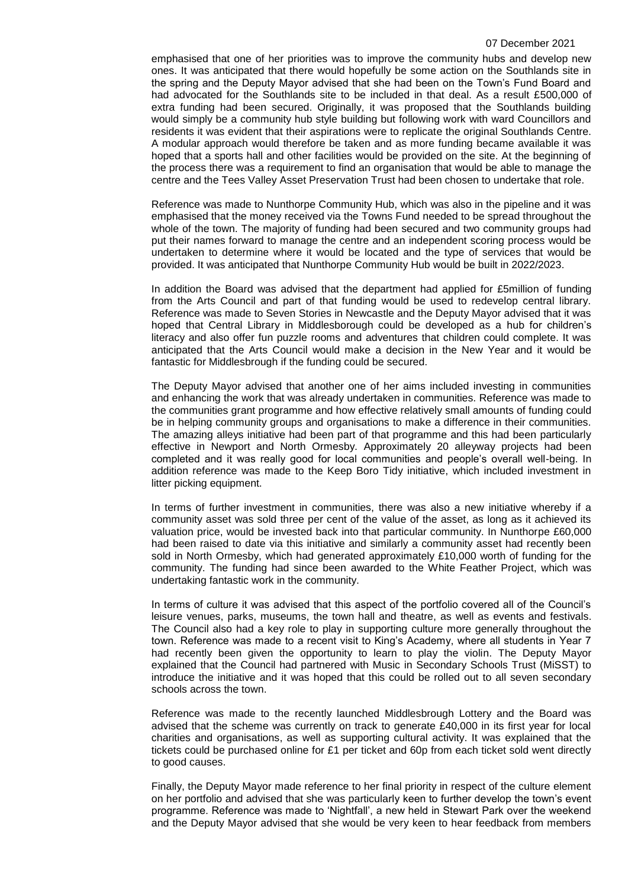emphasised that one of her priorities was to improve the community hubs and develop new ones. It was anticipated that there would hopefully be some action on the Southlands site in the spring and the Deputy Mayor advised that she had been on the Town's Fund Board and had advocated for the Southlands site to be included in that deal. As a result £500,000 of extra funding had been secured. Originally, it was proposed that the Southlands building would simply be a community hub style building but following work with ward Councillors and residents it was evident that their aspirations were to replicate the original Southlands Centre. A modular approach would therefore be taken and as more funding became available it was hoped that a sports hall and other facilities would be provided on the site. At the beginning of the process there was a requirement to find an organisation that would be able to manage the centre and the Tees Valley Asset Preservation Trust had been chosen to undertake that role.

Reference was made to Nunthorpe Community Hub, which was also in the pipeline and it was emphasised that the money received via the Towns Fund needed to be spread throughout the whole of the town. The majority of funding had been secured and two community groups had put their names forward to manage the centre and an independent scoring process would be undertaken to determine where it would be located and the type of services that would be provided. It was anticipated that Nunthorpe Community Hub would be built in 2022/2023.

In addition the Board was advised that the department had applied for £5million of funding from the Arts Council and part of that funding would be used to redevelop central library. Reference was made to Seven Stories in Newcastle and the Deputy Mayor advised that it was hoped that Central Library in Middlesborough could be developed as a hub for children's literacy and also offer fun puzzle rooms and adventures that children could complete. It was anticipated that the Arts Council would make a decision in the New Year and it would be fantastic for Middlesbrough if the funding could be secured.

The Deputy Mayor advised that another one of her aims included investing in communities and enhancing the work that was already undertaken in communities. Reference was made to the communities grant programme and how effective relatively small amounts of funding could be in helping community groups and organisations to make a difference in their communities. The amazing alleys initiative had been part of that programme and this had been particularly effective in Newport and North Ormesby. Approximately 20 alleyway projects had been completed and it was really good for local communities and people's overall well-being. In addition reference was made to the Keep Boro Tidy initiative, which included investment in litter picking equipment.

In terms of further investment in communities, there was also a new initiative whereby if a community asset was sold three per cent of the value of the asset, as long as it achieved its valuation price, would be invested back into that particular community. In Nunthorpe £60,000 had been raised to date via this initiative and similarly a community asset had recently been sold in North Ormesby, which had generated approximately £10,000 worth of funding for the community. The funding had since been awarded to the White Feather Project, which was undertaking fantastic work in the community.

In terms of culture it was advised that this aspect of the portfolio covered all of the Council's leisure venues, parks, museums, the town hall and theatre, as well as events and festivals. The Council also had a key role to play in supporting culture more generally throughout the town. Reference was made to a recent visit to King's Academy, where all students in Year 7 had recently been given the opportunity to learn to play the violin. The Deputy Mayor explained that the Council had partnered with Music in Secondary Schools Trust (MiSST) to introduce the initiative and it was hoped that this could be rolled out to all seven secondary schools across the town.

Reference was made to the recently launched Middlesbrough Lottery and the Board was advised that the scheme was currently on track to generate £40,000 in its first year for local charities and organisations, as well as supporting cultural activity. It was explained that the tickets could be purchased online for £1 per ticket and 60p from each ticket sold went directly to good causes.

Finally, the Deputy Mayor made reference to her final priority in respect of the culture element on her portfolio and advised that she was particularly keen to further develop the town's event programme. Reference was made to 'Nightfall', a new held in Stewart Park over the weekend and the Deputy Mayor advised that she would be very keen to hear feedback from members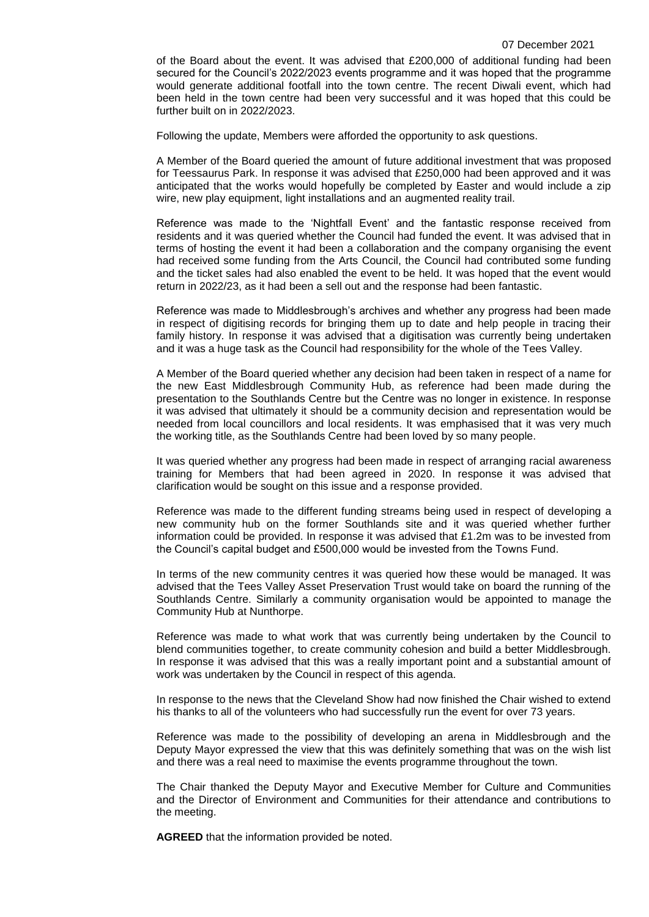of the Board about the event. It was advised that £200,000 of additional funding had been secured for the Council's 2022/2023 events programme and it was hoped that the programme would generate additional footfall into the town centre. The recent Diwali event, which had been held in the town centre had been very successful and it was hoped that this could be further built on in 2022/2023.

Following the update, Members were afforded the opportunity to ask questions.

A Member of the Board queried the amount of future additional investment that was proposed for Teessaurus Park. In response it was advised that £250,000 had been approved and it was anticipated that the works would hopefully be completed by Easter and would include a zip wire, new play equipment, light installations and an augmented reality trail.

Reference was made to the 'Nightfall Event' and the fantastic response received from residents and it was queried whether the Council had funded the event. It was advised that in terms of hosting the event it had been a collaboration and the company organising the event had received some funding from the Arts Council, the Council had contributed some funding and the ticket sales had also enabled the event to be held. It was hoped that the event would return in 2022/23, as it had been a sell out and the response had been fantastic.

Reference was made to Middlesbrough's archives and whether any progress had been made in respect of digitising records for bringing them up to date and help people in tracing their family history. In response it was advised that a digitisation was currently being undertaken and it was a huge task as the Council had responsibility for the whole of the Tees Valley.

A Member of the Board queried whether any decision had been taken in respect of a name for the new East Middlesbrough Community Hub, as reference had been made during the presentation to the Southlands Centre but the Centre was no longer in existence. In response it was advised that ultimately it should be a community decision and representation would be needed from local councillors and local residents. It was emphasised that it was very much the working title, as the Southlands Centre had been loved by so many people.

It was queried whether any progress had been made in respect of arranging racial awareness training for Members that had been agreed in 2020. In response it was advised that clarification would be sought on this issue and a response provided.

Reference was made to the different funding streams being used in respect of developing a new community hub on the former Southlands site and it was queried whether further information could be provided. In response it was advised that £1.2m was to be invested from the Council's capital budget and £500,000 would be invested from the Towns Fund.

In terms of the new community centres it was queried how these would be managed. It was advised that the Tees Valley Asset Preservation Trust would take on board the running of the Southlands Centre. Similarly a community organisation would be appointed to manage the Community Hub at Nunthorpe.

Reference was made to what work that was currently being undertaken by the Council to blend communities together, to create community cohesion and build a better Middlesbrough. In response it was advised that this was a really important point and a substantial amount of work was undertaken by the Council in respect of this agenda.

In response to the news that the Cleveland Show had now finished the Chair wished to extend his thanks to all of the volunteers who had successfully run the event for over 73 years.

Reference was made to the possibility of developing an arena in Middlesbrough and the Deputy Mayor expressed the view that this was definitely something that was on the wish list and there was a real need to maximise the events programme throughout the town.

The Chair thanked the Deputy Mayor and Executive Member for Culture and Communities and the Director of Environment and Communities for their attendance and contributions to the meeting.

**AGREED** that the information provided be noted.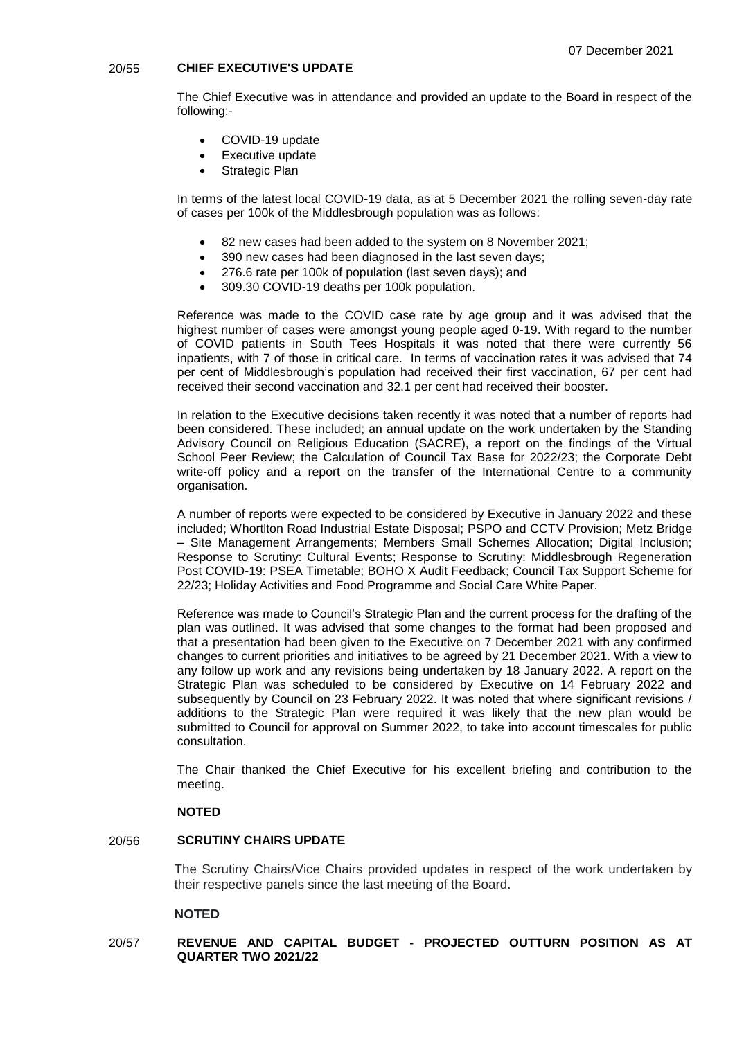### 20/55 CHIEF EXECUTIVE'S UPDATE

The Chief Executive was in attendance and provided an update to the Board in respect of the following:-

- COVID-19 update
- Executive update
- Strategic Plan

In terms of the latest local COVID-19 data, as at 5 December 2021 the rolling seven-day rate of cases per 100k of the Middlesbrough population was as follows:

- 82 new cases had been added to the system on 8 November 2021;
- 390 new cases had been diagnosed in the last seven days;
- 276.6 rate per 100k of population (last seven days); and
- 309.30 COVID-19 deaths per 100k population.

Reference was made to the COVID case rate by age group and it was advised that the highest number of cases were amongst young people aged 0-19. With regard to the number of COVID patients in South Tees Hospitals it was noted that there were currently 56 inpatients, with 7 of those in critical care. In terms of vaccination rates it was advised that 74 per cent of Middlesbrough's population had received their first vaccination, 67 per cent had received their second vaccination and 32.1 per cent had received their booster.

In relation to the Executive decisions taken recently it was noted that a number of reports had been considered. These included; an annual update on the work undertaken by the Standing Advisory Council on Religious Education (SACRE), a report on the findings of the Virtual School Peer Review; the Calculation of Council Tax Base for 2022/23; the Corporate Debt write-off policy and a report on the transfer of the International Centre to a community organisation.

A number of reports were expected to be considered by Executive in January 2022 and these included; Whortlton Road Industrial Estate Disposal; PSPO and CCTV Provision; Metz Bridge – Site Management Arrangements; Members Small Schemes Allocation; Digital Inclusion; Response to Scrutiny: Cultural Events; Response to Scrutiny: Middlesbrough Regeneration Post COVID-19: PSEA Timetable; BOHO X Audit Feedback; Council Tax Support Scheme for 22/23; Holiday Activities and Food Programme and Social Care White Paper.

Reference was made to Council's Strategic Plan and the current process for the drafting of the plan was outlined. It was advised that some changes to the format had been proposed and that a presentation had been given to the Executive on 7 December 2021 with any confirmed changes to current priorities and initiatives to be agreed by 21 December 2021. With a view to any follow up work and any revisions being undertaken by 18 January 2022. A report on the Strategic Plan was scheduled to be considered by Executive on 14 February 2022 and subsequently by Council on 23 February 2022. It was noted that where significant revisions / additions to the Strategic Plan were required it was likely that the new plan would be submitted to Council for approval on Summer 2022, to take into account timescales for public consultation.

The Chair thanked the Chief Executive for his excellent briefing and contribution to the meeting.

**NOTED**

### 20/56 SCRUTINY CHAIRS UPDATE

The Scrutiny Chairs/Vice Chairs provided updates in respect of the work undertaken by their respective panels since the last meeting of the Board.

**NOTED**

### 20/57 REVENUE AND CAPITAL BUDGET - PROJECTED OUTTURN POSITION AS AT QUARTER TWO 2021/22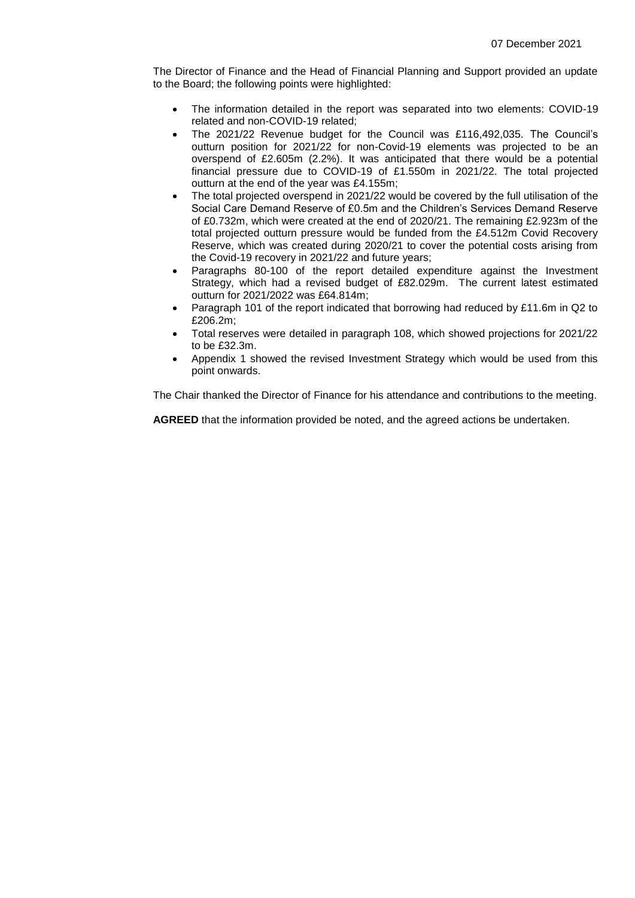07 December 2021

The Director of Finance and the Head of Financial Planning and Support provided an update to the Board; the following points were highlighted:

- The information detailed in the report was separated into two elements: COVID-19 related and non-COVID-19 related;
- The 2021/22 Revenue budget for the Council was £116,492,035. The Council's outturn position for 2021/22 for non-Covid-19 elements was projected to be an overspend of £2.605m (2.2%). It was anticipated that there would be a potential financial pressure due to COVID-19 of £1.550m in 2021/22. The total projected outturn at the end of the year was £4.155m;
- The total projected overspend in 2021/22 would be covered by the full utilisation of the Social Care Demand Reserve of £0.5m and the Children's Services Demand Reserve of £0.732m, which were created at the end of 2020/21. The remaining £2.923m of the total projected outturn pressure would be funded from the £4.512m Covid Recovery Reserve, which was created during 2020/21 to cover the potential costs arising from the Covid-19 recovery in 2021/22 and future years;
- Paragraphs 80-100 of the report detailed expenditure against the Investment Strategy, which had a revised budget of £82.029m. The current latest estimated outturn for 2021/2022 was £64.814m;
- Paragraph 101 of the report indicated that borrowing had reduced by £11.6m in Q2 to £206.2m;
- Total reserves were detailed in paragraph 108, which showed projections for 2021/22 to be £32.3m.
- Appendix 1 showed the revised Investment Strategy which would be used from this point onwards.

The Chair thanked the Director of Finance for his attendance and contributions to the meeting.

**AGREED** that the information provided be noted, and the agreed actions be undertaken.